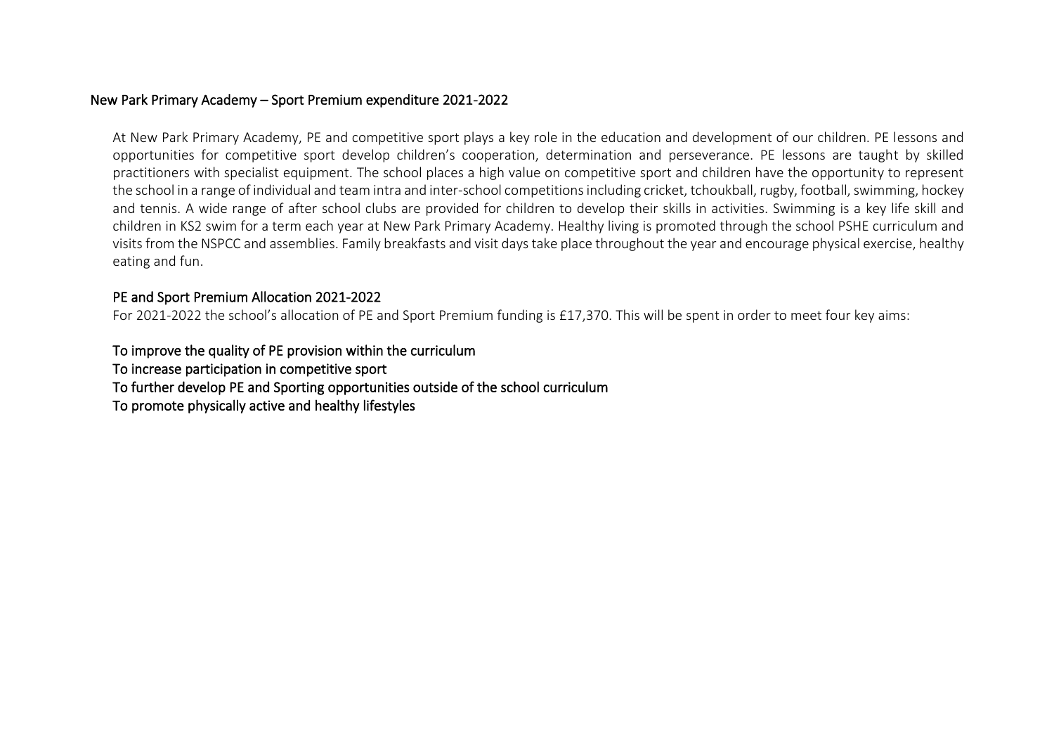# New Park Primary Academy – Sport Premium expenditure 2021-2022

At New Park Primary Academy, PE and competitive sport plays a key role in the education and development of our children. PE lessons and opportunities for competitive sport develop children's cooperation, determination and perseverance. PE lessons are taught by skilled practitioners with specialist equipment. The school places a high value on competitive sport and children have the opportunity to represent the school in a range of individual and team intra and inter-school competitions including cricket, tchoukball, rugby, football, swimming, hockey and tennis. A wide range of after school clubs are provided for children to develop their skills in activities. Swimming is a key life skill and children in KS2 swim for a term each year at New Park Primary Academy. Healthy living is promoted through the school PSHE curriculum and visits from the NSPCC and assemblies. Family breakfasts and visit days take place throughout the year and encourage physical exercise, healthy eating and fun.

## PE and Sport Premium Allocation 2021-2022

For 2021-2022 the school's allocation of PE and Sport Premium funding is £17,370. This will be spent in order to meet four key aims:

To improve the quality of PE provision within the curriculum
To increase participation in competitive sport
To further develop PE and Sporting opportunities outside of the school curriculum
To promote physically active and healthy lifestyles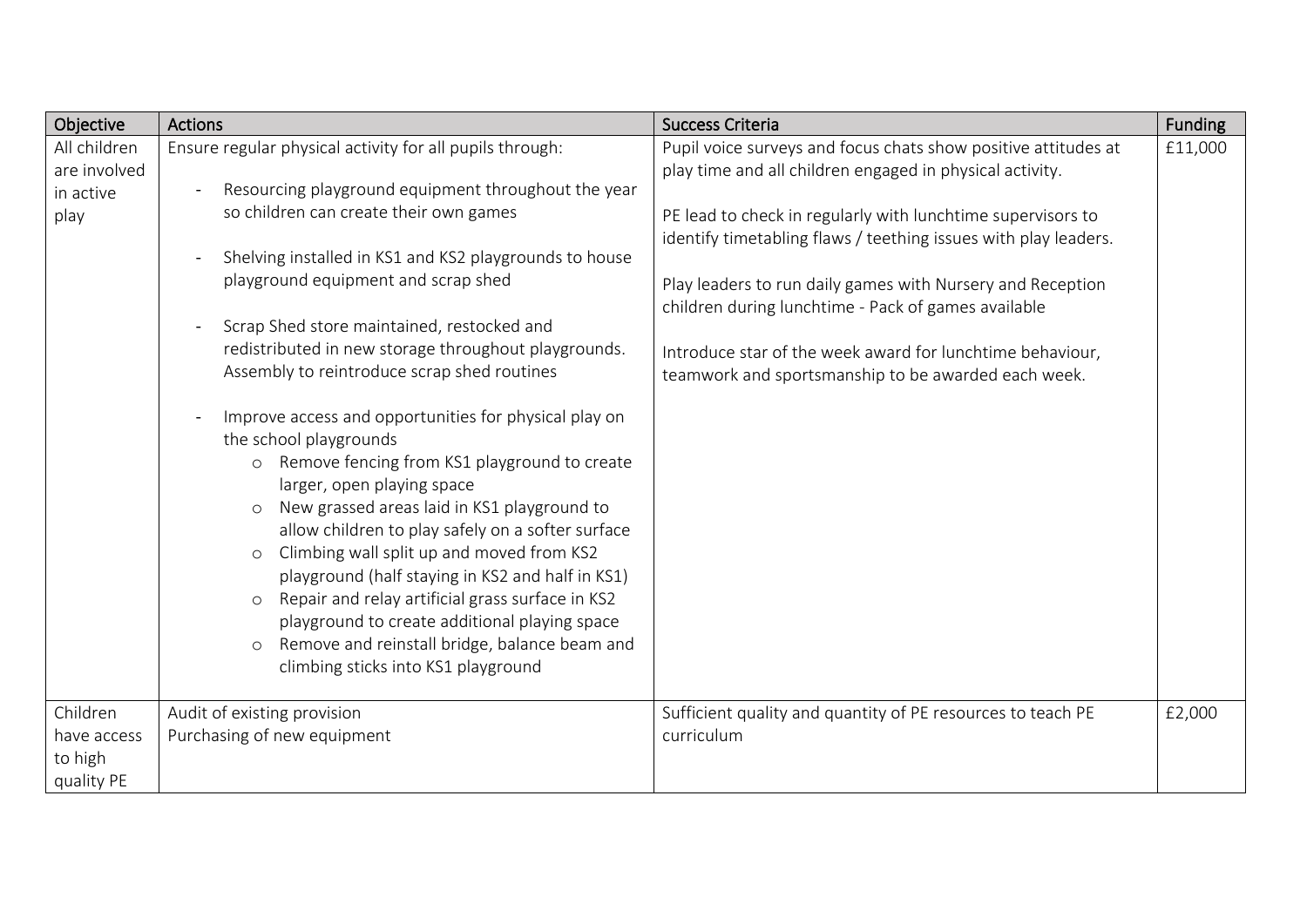| Objective | Actions | Success Criteria | Funding |
|---|---|---|---|
| All children are involved in active play | Ensure regular physical activity for all pupils through:<br><br>- Resourcing playground equipment throughout the year so children can create their own games<br><br>- Shelving installed in KS1 and KS2 playgrounds to house playground equipment and scrap shed<br><br>- Scrap Shed store maintained, restocked and redistributed in new storage throughout playgrounds. Assembly to reintroduce scrap shed routines<br><br>- Improve access and opportunities for physical play on the school playgrounds<br>  - Remove fencing from KS1 playground to create larger, open playing space<br>  - New grassed areas laid in KS1 playground to allow children to play safely on a softer surface<br>  - Climbing wall split up and moved from KS2 playground (half staying in KS2 and half in KS1)<br>  - Repair and relay artificial grass surface in KS2 playground to create additional playing space<br>  - Remove and reinstall bridge, balance beam and climbing sticks into KS1 playground | Pupil voice surveys and focus chats show positive attitudes at play time and all children engaged in physical activity.<br><br>PE lead to check in regularly with lunchtime supervisors to identify timetabling flaws / teething issues with play leaders.<br><br>Play leaders to run daily games with Nursery and Reception children during lunchtime - Pack of games available<br><br>Introduce star of the week award for lunchtime behaviour, teamwork and sportsmanship to be awarded each week. | £11,000 |
| Children have access to high quality PE | Audit of existing provision<br>Purchasing of new equipment | Sufficient quality and quantity of PE resources to teach PE curriculum | £2,000 |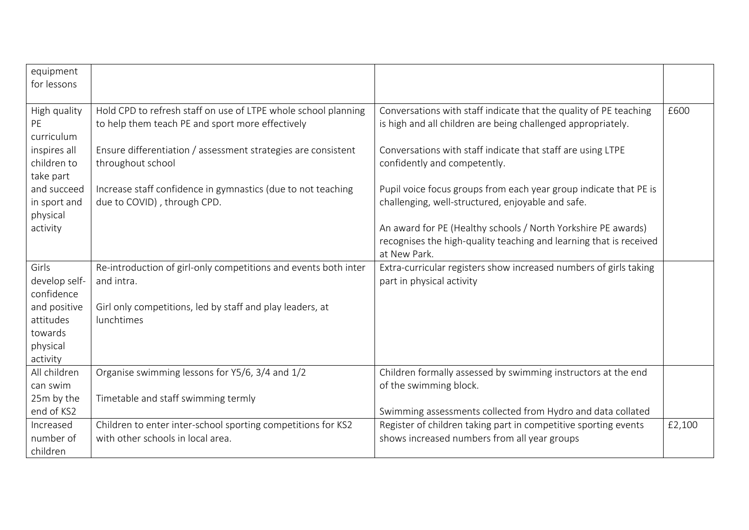| | | | |
|---|---|---|---|
| equipment for lessons | | | |
| High quality PE curriculum inspires all children to take part and succeed in sport and physical activity | Hold CPD to refresh staff on use of LTPE whole school planning to help them teach PE and sport more effectively<br><br>Ensure differentiation / assessment strategies are consistent throughout school<br><br>Increase staff confidence in gymnastics (due to not teaching due to COVID) , through CPD. | Conversations with staff indicate that the quality of PE teaching is high and all children are being challenged appropriately.<br><br>Conversations with staff indicate that staff are using LTPE confidently and competently.<br><br>Pupil voice focus groups from each year group indicate that PE is challenging, well-structured, enjoyable and safe.<br><br>An award for PE (Healthy schools / North Yorkshire PE awards) recognises the high-quality teaching and learning that is received at New Park. | £600 |
| Girls develop self-confidence and positive attitudes towards physical activity | Re-introduction of girl-only competitions and events both inter and intra.<br><br>Girl only competitions, led by staff and play leaders, at lunchtimes | Extra-curricular registers show increased numbers of girls taking part in physical activity | |
| All children can swim 25m by the end of KS2 | Organise swimming lessons for Y5/6, 3/4 and 1/2<br><br>Timetable and staff swimming termly | Children formally assessed by swimming instructors at the end of the swimming block.<br><br>Swimming assessments collected from Hydro and data collated | |
| Increased number of children | Children to enter inter-school sporting competitions for KS2 with other schools in local area. | Register of children taking part in competitive sporting events shows increased numbers from all year groups | £2,100 |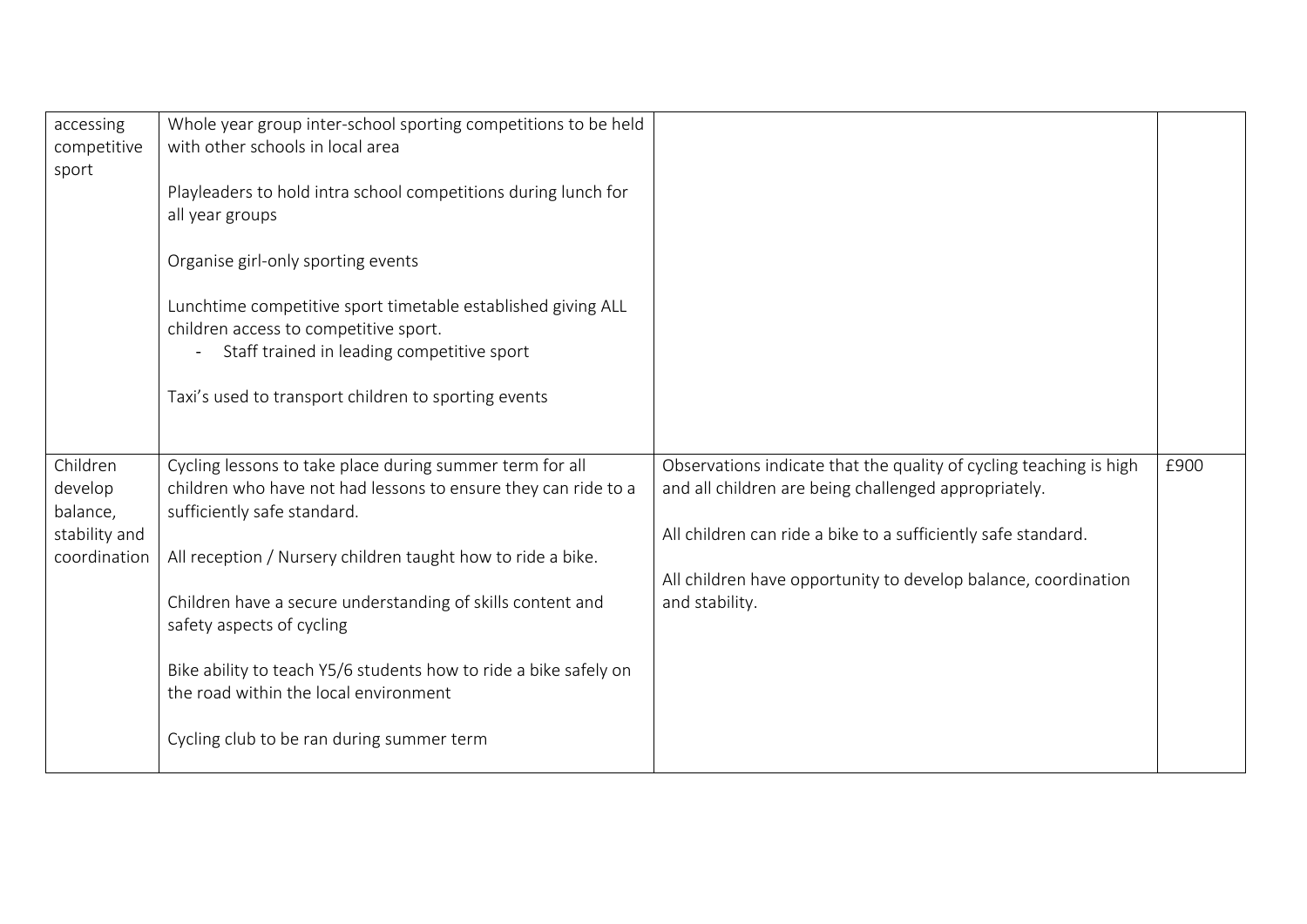| | | | |
|---|---|---|---|
| accessing competitive sport | Whole year group inter-school sporting competitions to be held with other schools in local area<br><br>Playleaders to hold intra school competitions during lunch for all year groups<br><br>Organise girl-only sporting events<br><br>Lunchtime competitive sport timetable established giving ALL children access to competitive sport.<br>- Staff trained in leading competitive sport<br><br>Taxi's used to transport children to sporting events | | |
| Children develop balance, stability and coordination | Cycling lessons to take place during summer term for all children who have not had lessons to ensure they can ride to a sufficiently safe standard.<br><br>All reception / Nursery children taught how to ride a bike.<br><br>Children have a secure understanding of skills content and safety aspects of cycling<br><br>Bike ability to teach Y5/6 students how to ride a bike safely on the road within the local environment<br><br>Cycling club to be ran during summer term | Observations indicate that the quality of cycling teaching is high and all children are being challenged appropriately.<br><br>All children can ride a bike to a sufficiently safe standard.<br><br>All children have opportunity to develop balance, coordination and stability. | £900 |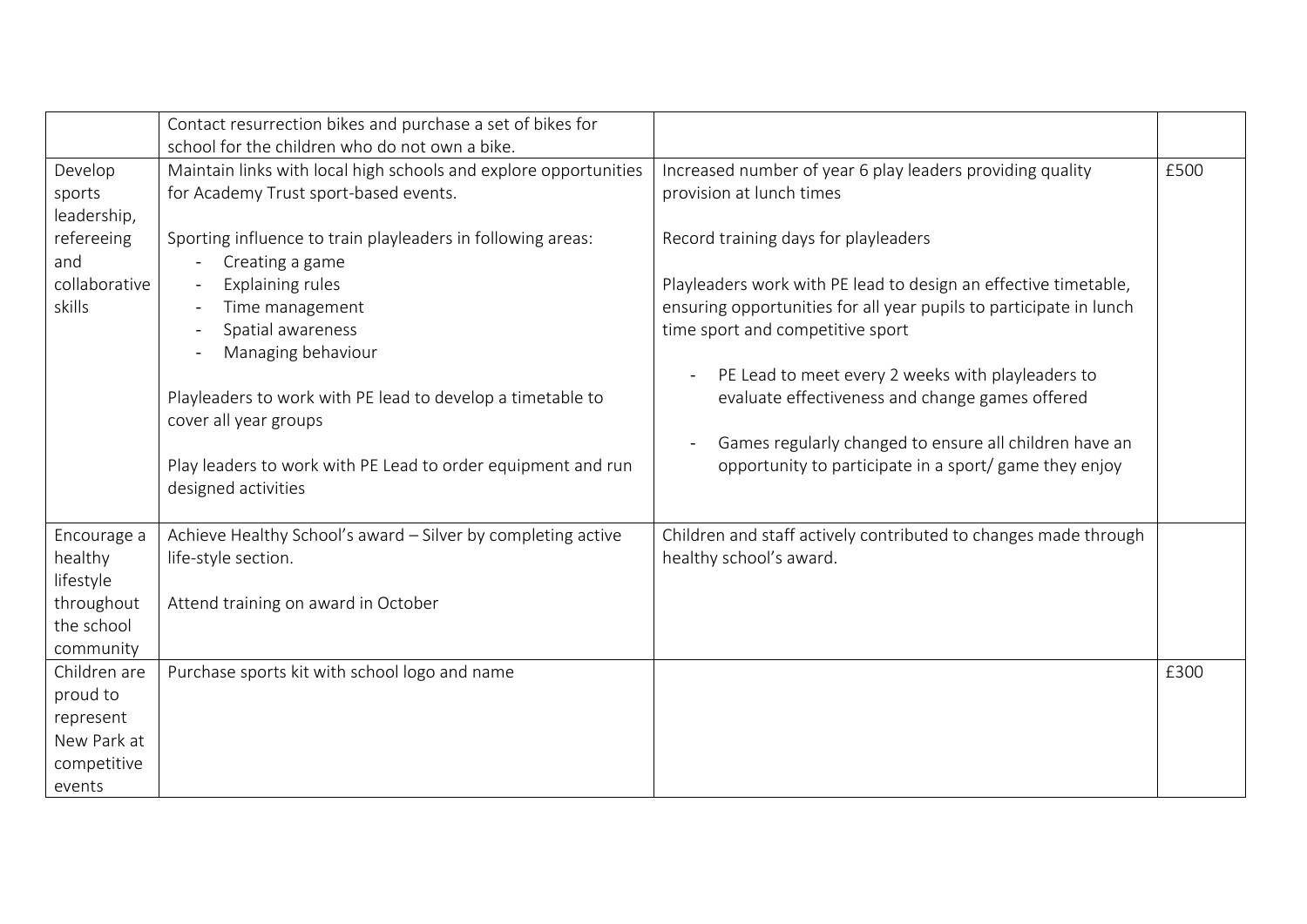| | | | |
|---|---|---|---|
| | Contact resurrection bikes and purchase a set of bikes for school for the children who do not own a bike. | | |
| Develop sports leadership, refereeing and collaborative skills | Maintain links with local high schools and explore opportunities for Academy Trust sport-based events.<br><br>Sporting influence to train playleaders in following areas:<br>- Creating a game<br>- Explaining rules<br>- Time management<br>- Spatial awareness<br>- Managing behaviour<br><br>Playleaders to work with PE lead to develop a timetable to cover all year groups<br><br>Play leaders to work with PE Lead to order equipment and run designed activities | Increased number of year 6 play leaders providing quality provision at lunch times<br><br>Record training days for playleaders<br><br>Playleaders work with PE lead to design an effective timetable, ensuring opportunities for all year pupils to participate in lunch time sport and competitive sport<br><br>- PE Lead to meet every 2 weeks with playleaders to evaluate effectiveness and change games offered<br><br>- Games regularly changed to ensure all children have an opportunity to participate in a sport/ game they enjoy | £500 |
| Encourage a healthy lifestyle throughout the school community | Achieve Healthy School's award – Silver by completing active life-style section.<br><br>Attend training on award in October | Children and staff actively contributed to changes made through healthy school's award. | |
| Children are proud to represent New Park at competitive events | Purchase sports kit with school logo and name | | £300 |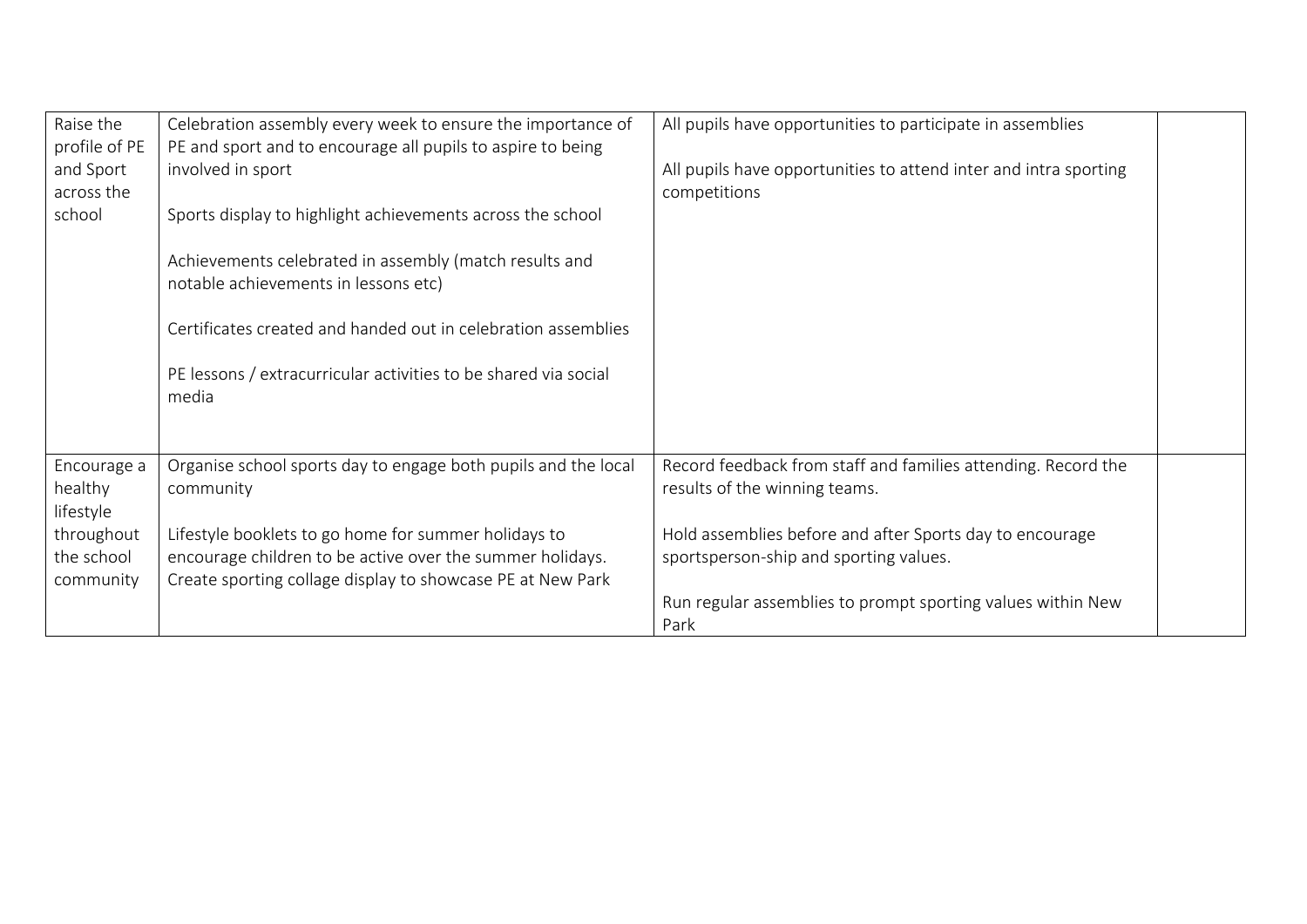| | | | |
|---|---|---|---|
| Raise the profile of PE and Sport across the school | Celebration assembly every week to ensure the importance of PE and sport and to encourage all pupils to aspire to being involved in sport<br><br>Sports display to highlight achievements across the school<br><br>Achievements celebrated in assembly (match results and notable achievements in lessons etc)<br><br>Certificates created and handed out in celebration assemblies<br><br>PE lessons / extracurricular activities to be shared via social media | All pupils have opportunities to participate in assemblies<br><br>All pupils have opportunities to attend inter and intra sporting competitions | |
| Encourage a healthy lifestyle throughout the school community | Organise school sports day to engage both pupils and the local community<br><br>Lifestyle booklets to go home for summer holidays to encourage children to be active over the summer holidays.<br>Create sporting collage display to showcase PE at New Park | Record feedback from staff and families attending. Record the results of the winning teams.<br><br>Hold assemblies before and after Sports day to encourage sportsperson-ship and sporting values.<br><br>Run regular assemblies to prompt sporting values within New Park | |